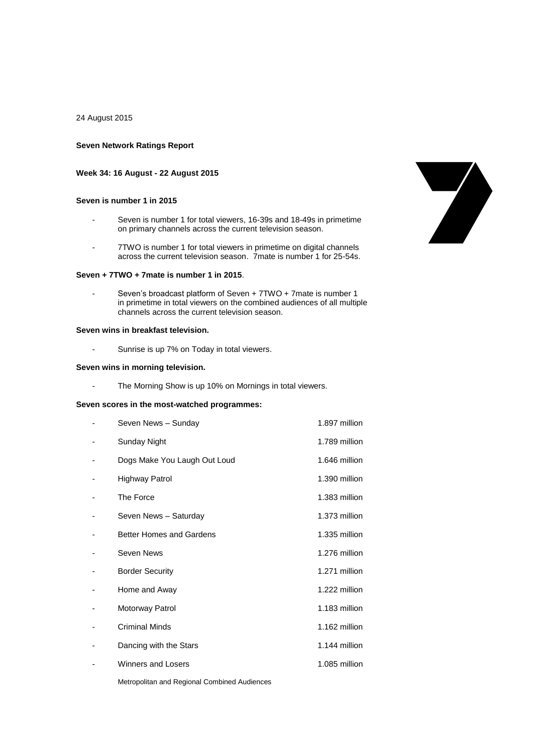24 August 2015

**Seven Network Ratings Report**

**Week 34: 16 August - 22 August 2015**

**Seven is number 1 in 2015**

- Seven is number 1 for total viewers, 16-39s and 18-49s in primetime on primary channels across the current television season.
- 7TWO is number 1 for total viewers in primetime on digital channels across the current television season. 7mate is number 1 for 25-54s.

**Seven + 7TWO + 7mate is number 1 in 2015**.

- Seven's broadcast platform of Seven + 7TWO + 7mate is number 1 in primetime in total viewers on the combined audiences of all multiple channels across the current television season.

**Seven wins in breakfast television.**

- Sunrise is up 7% on Today in total viewers.

**Seven wins in morning television.**

- The Morning Show is up 10% on Mornings in total viewers.

**Seven scores in the most-watched programmes:**

| | |
|---|---|
| Seven News – Sunday | 1.897 million |
| Sunday Night | 1.789 million |
| Dogs Make You Laugh Out Loud | 1.646 million |
| Highway Patrol | 1.390 million |
| The Force | 1.383 million |
| Seven News – Saturday | 1.373 million |
| Better Homes and Gardens | 1.335 million |
| Seven News | 1.276 million |
| Border Security | 1.271 million |
| Home and Away | 1.222 million |
| Motorway Patrol | 1.183 million |
| Criminal Minds | 1.162 million |
| Dancing with the Stars | 1.144 million |
| Winners and Losers | 1.085 million |

Metropolitan and Regional Combined Audiences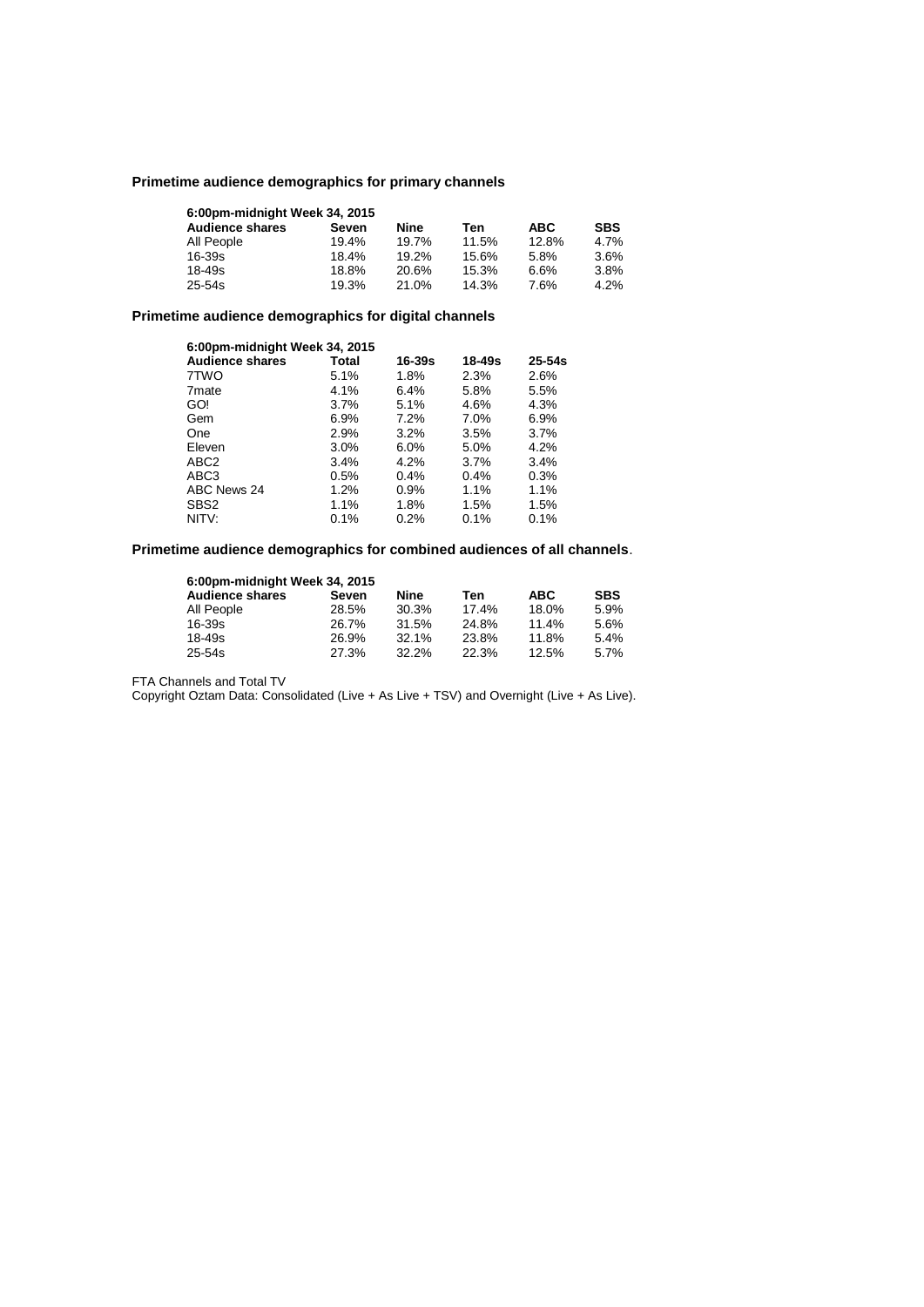**Primetime audience demographics for primary channels**

| **6:00pm-midnight Week 34, 2015** | | | | | |
|---|---|---|---|---|---|
| **Audience shares** | **Seven** | **Nine** | **Ten** | **ABC** | **SBS** |
| All People | 19.4% | 19.7% | 11.5% | 12.8% | 4.7% |
| 16-39s | 18.4% | 19.2% | 15.6% | 5.8% | 3.6% |
| 18-49s | 18.8% | 20.6% | 15.3% | 6.6% | 3.8% |
| 25-54s | 19.3% | 21.0% | 14.3% | 7.6% | 4.2% |

**Primetime audience demographics for digital channels**

| **6:00pm-midnight Week 34, 2015** | | | | |
|---|---|---|---|---|
| **Audience shares** | **Total** | **16-39s** | **18-49s** | **25-54s** |
| 7TWO | 5.1% | 1.8% | 2.3% | 2.6% |
| 7mate | 4.1% | 6.4% | 5.8% | 5.5% |
| GO! | 3.7% | 5.1% | 4.6% | 4.3% |
| Gem | 6.9% | 7.2% | 7.0% | 6.9% |
| One | 2.9% | 3.2% | 3.5% | 3.7% |
| Eleven | 3.0% | 6.0% | 5.0% | 4.2% |
| ABC2 | 3.4% | 4.2% | 3.7% | 3.4% |
| ABC3 | 0.5% | 0.4% | 0.4% | 0.3% |
| ABC News 24 | 1.2% | 0.9% | 1.1% | 1.1% |
| SBS2 | 1.1% | 1.8% | 1.5% | 1.5% |
| NITV: | 0.1% | 0.2% | 0.1% | 0.1% |

**Primetime audience demographics for combined audiences of all channels**.

| **6:00pm-midnight Week 34, 2015** | | | | | |
|---|---|---|---|---|---|
| **Audience shares** | **Seven** | **Nine** | **Ten** | **ABC** | **SBS** |
| All People | 28.5% | 30.3% | 17.4% | 18.0% | 5.9% |
| 16-39s | 26.7% | 31.5% | 24.8% | 11.4% | 5.6% |
| 18-49s | 26.9% | 32.1% | 23.8% | 11.8% | 5.4% |
| 25-54s | 27.3% | 32.2% | 22.3% | 12.5% | 5.7% |

FTA Channels and Total TV

Copyright Oztam Data: Consolidated (Live + As Live + TSV) and Overnight (Live + As Live).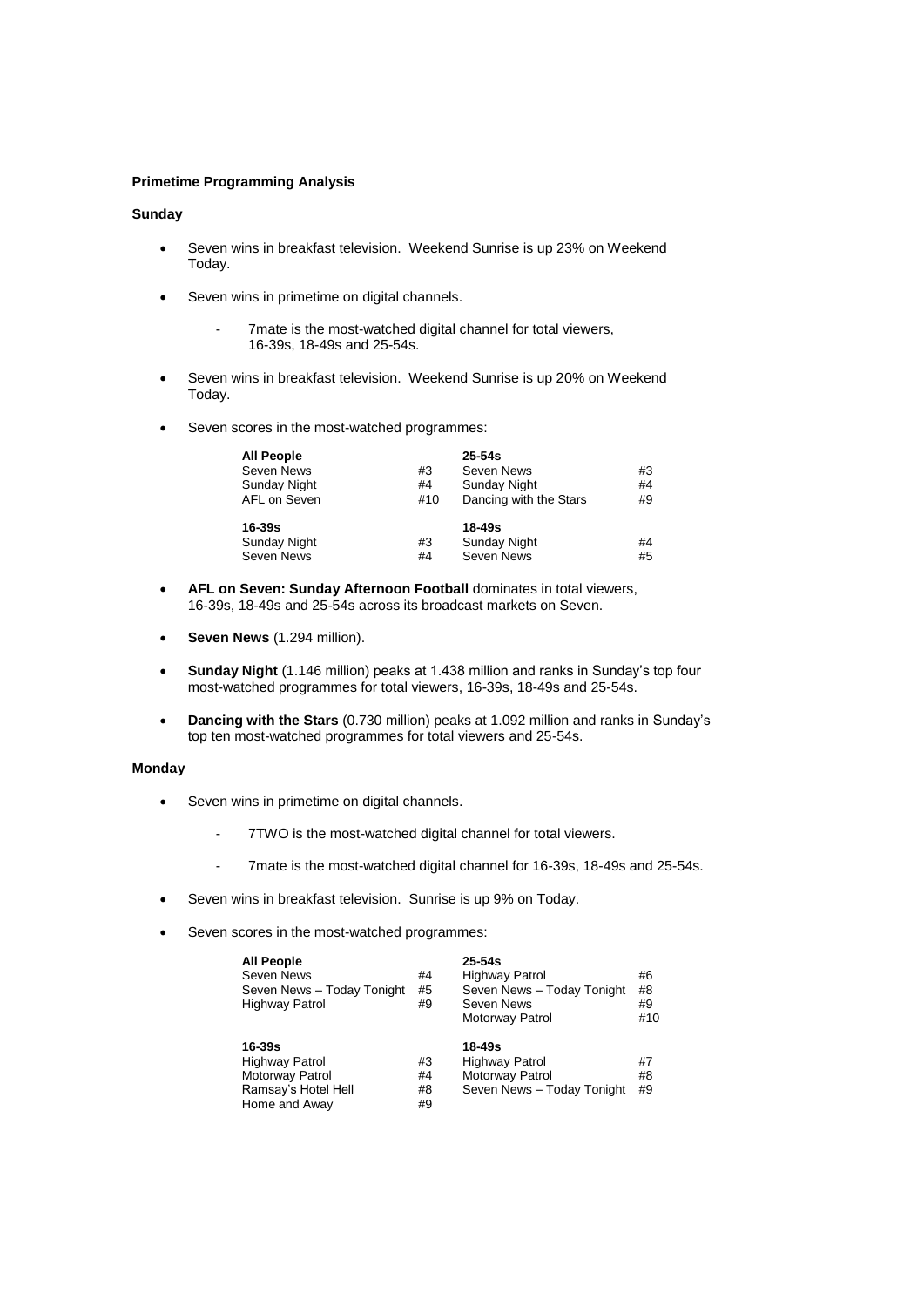**Primetime Programming Analysis**

**Sunday**

- Seven wins in breakfast television. Weekend Sunrise is up 23% on Weekend Today.
- Seven wins in primetime on digital channels.
  - 7mate is the most-watched digital channel for total viewers, 16-39s, 18-49s and 25-54s.
- Seven wins in breakfast television. Weekend Sunrise is up 20% on Weekend Today.
- Seven scores in the most-watched programmes:

| | | | |
|---|---|---|---|
| **All People** | | **25-54s** | |
| Seven News | #3 | Seven News | #3 |
| Sunday Night | #4 | Sunday Night | #4 |
| AFL on Seven | #10 | Dancing with the Stars | #9 |
| **16-39s** | | **18-49s** | |
| Sunday Night | #3 | Sunday Night | #4 |
| Seven News | #4 | Seven News | #5 |

- **AFL on Seven: Sunday Afternoon Football** dominates in total viewers, 16-39s, 18-49s and 25-54s across its broadcast markets on Seven.
- **Seven News** (1.294 million).
- **Sunday Night** (1.146 million) peaks at 1.438 million and ranks in Sunday's top four most-watched programmes for total viewers, 16-39s, 18-49s and 25-54s.
- **Dancing with the Stars** (0.730 million) peaks at 1.092 million and ranks in Sunday's top ten most-watched programmes for total viewers and 25-54s.

**Monday**

- Seven wins in primetime on digital channels.
  - 7TWO is the most-watched digital channel for total viewers.
  - 7mate is the most-watched digital channel for 16-39s, 18-49s and 25-54s.
- Seven wins in breakfast television. Sunrise is up 9% on Today.
- Seven scores in the most-watched programmes:

| | | | |
|---|---|---|---|
| **All People** | | **25-54s** | |
| Seven News | #4 | Highway Patrol | #6 |
| Seven News – Today Tonight | #5 | Seven News – Today Tonight | #8 |
| Highway Patrol | #9 | Seven News | #9 |
| | | Motorway Patrol | #10 |
| **16-39s** | | **18-49s** | |
| Highway Patrol | #3 | Highway Patrol | #7 |
| Motorway Patrol | #4 | Motorway Patrol | #8 |
| Ramsay's Hotel Hell | #8 | Seven News – Today Tonight | #9 |
| Home and Away | #9 | | |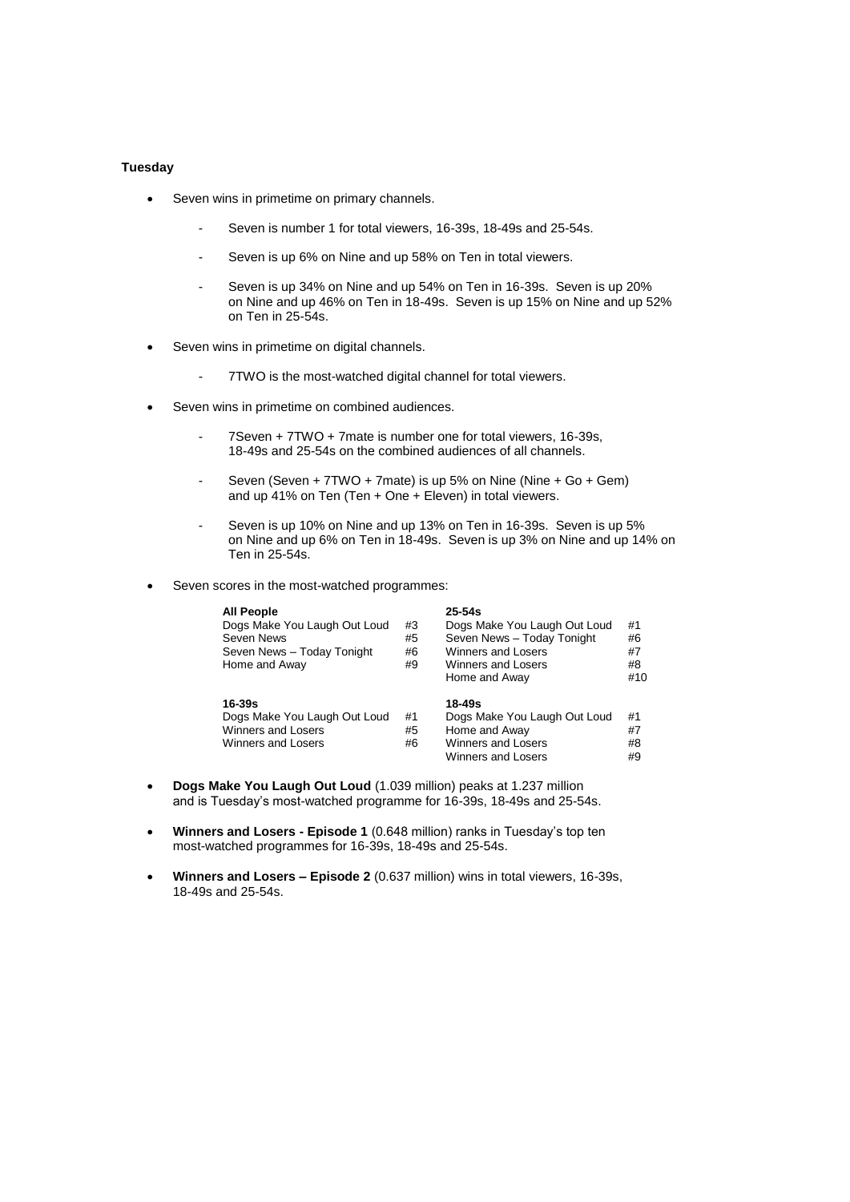**Tuesday**

- Seven wins in primetime on primary channels.
    - Seven is number 1 for total viewers, 16-39s, 18-49s and 25-54s.
    - Seven is up 6% on Nine and up 58% on Ten in total viewers.
    - Seven is up 34% on Nine and up 54% on Ten in 16-39s. Seven is up 20% on Nine and up 46% on Ten in 18-49s. Seven is up 15% on Nine and up 52% on Ten in 25-54s.
- Seven wins in primetime on digital channels.
    - 7TWO is the most-watched digital channel for total viewers.
- Seven wins in primetime on combined audiences.
    - 7Seven + 7TWO + 7mate is number one for total viewers, 16-39s, 18-49s and 25-54s on the combined audiences of all channels.
    - Seven (Seven + 7TWO + 7mate) is up 5% on Nine (Nine + Go + Gem) and up 41% on Ten (Ten + One + Eleven) in total viewers.
    - Seven is up 10% on Nine and up 13% on Ten in 16-39s. Seven is up 5% on Nine and up 6% on Ten in 18-49s. Seven is up 3% on Nine and up 14% on Ten in 25-54s.
- Seven scores in the most-watched programmes:

| **All People** | | **25-54s** | |
|---|---|---|---|
| Dogs Make You Laugh Out Loud | #3 | Dogs Make You Laugh Out Loud | #1 |
| Seven News | #5 | Seven News – Today Tonight | #6 |
| Seven News – Today Tonight | #6 | Winners and Losers | #7 |
| Home and Away | #9 | Winners and Losers | #8 |
| | | Home and Away | #10 |

| **16-39s** | | **18-49s** | |
|---|---|---|---|
| Dogs Make You Laugh Out Loud | #1 | Dogs Make You Laugh Out Loud | #1 |
| Winners and Losers | #5 | Home and Away | #7 |
| Winners and Losers | #6 | Winners and Losers | #8 |
| | | Winners and Losers | #9 |

- **Dogs Make You Laugh Out Loud** (1.039 million) peaks at 1.237 million and is Tuesday's most-watched programme for 16-39s, 18-49s and 25-54s.
- **Winners and Losers - Episode 1** (0.648 million) ranks in Tuesday's top ten most-watched programmes for 16-39s, 18-49s and 25-54s.
- **Winners and Losers – Episode 2** (0.637 million) wins in total viewers, 16-39s, 18-49s and 25-54s.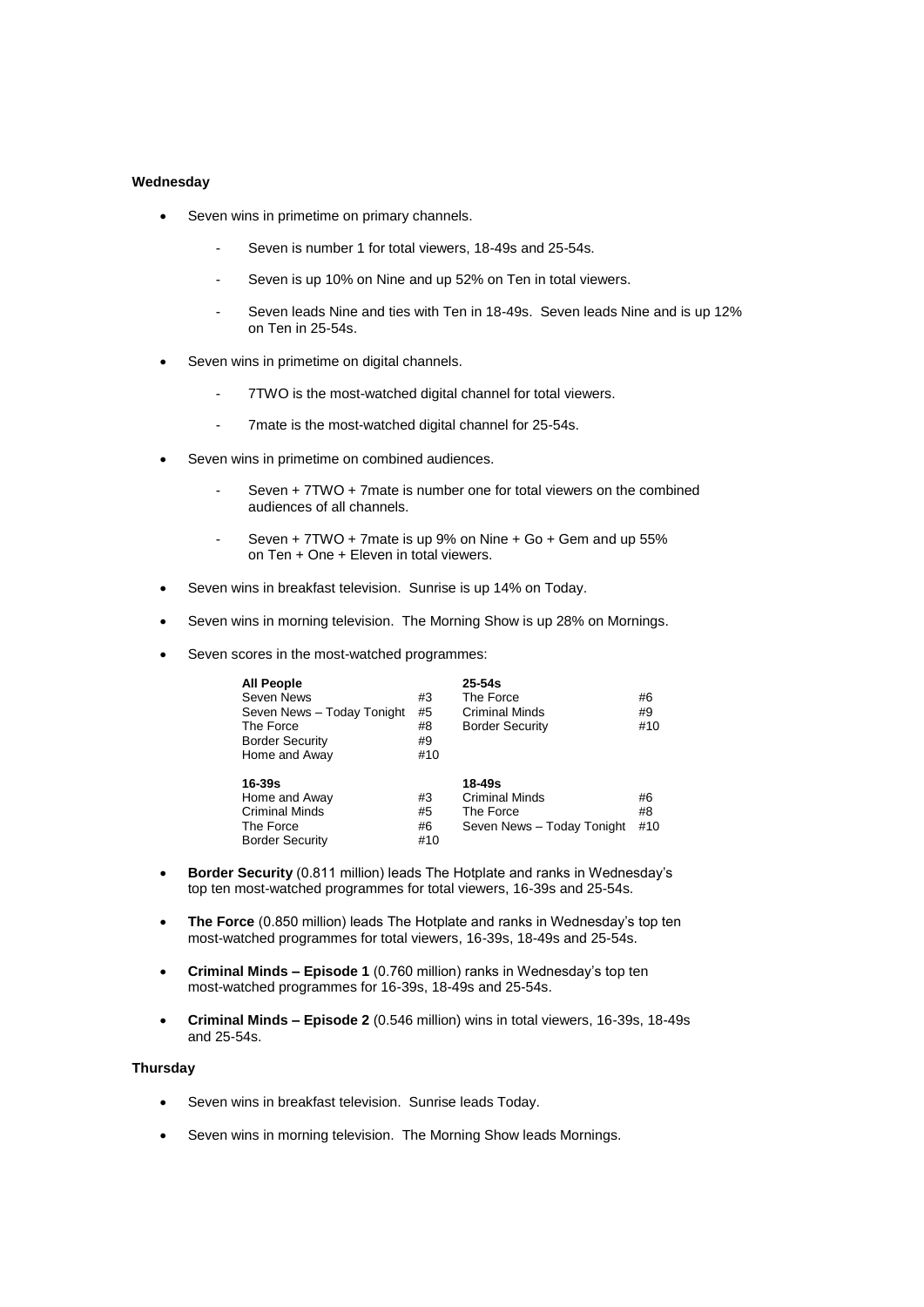**Wednesday**

- Seven wins in primetime on primary channels.
  - Seven is number 1 for total viewers, 18-49s and 25-54s.
  - Seven is up 10% on Nine and up 52% on Ten in total viewers.
  - Seven leads Nine and ties with Ten in 18-49s. Seven leads Nine and is up 12% on Ten in 25-54s.
- Seven wins in primetime on digital channels.
  - 7TWO is the most-watched digital channel for total viewers.
  - 7mate is the most-watched digital channel for 25-54s.
- Seven wins in primetime on combined audiences.
  - Seven + 7TWO + 7mate is number one for total viewers on the combined audiences of all channels.
  - Seven + 7TWO + 7mate is up 9% on Nine + Go + Gem and up 55% on Ten + One + Eleven in total viewers.
- Seven wins in breakfast television. Sunrise is up 14% on Today.
- Seven wins in morning television. The Morning Show is up 28% on Mornings.
- Seven scores in the most-watched programmes:

| | | | |
|---|---|---|---|
| **All People** | | **25-54s** | |
| Seven News | #3 | The Force | #6 |
| Seven News – Today Tonight | #5 | Criminal Minds | #9 |
| The Force | #8 | Border Security | #10 |
| Border Security | #9 | | |
| Home and Away | #10 | | |
| **16-39s** | | **18-49s** | |
| Home and Away | #3 | Criminal Minds | #6 |
| Criminal Minds | #5 | The Force | #8 |
| The Force | #6 | Seven News – Today Tonight | #10 |
| Border Security | #10 | | |

- **Border Security** (0.811 million) leads The Hotplate and ranks in Wednesday's top ten most-watched programmes for total viewers, 16-39s and 25-54s.
- **The Force** (0.850 million) leads The Hotplate and ranks in Wednesday's top ten most-watched programmes for total viewers, 16-39s, 18-49s and 25-54s.
- **Criminal Minds – Episode 1** (0.760 million) ranks in Wednesday's top ten most-watched programmes for 16-39s, 18-49s and 25-54s.
- **Criminal Minds – Episode 2** (0.546 million) wins in total viewers, 16-39s, 18-49s and 25-54s.

**Thursday**

- Seven wins in breakfast television. Sunrise leads Today.
- Seven wins in morning television. The Morning Show leads Mornings.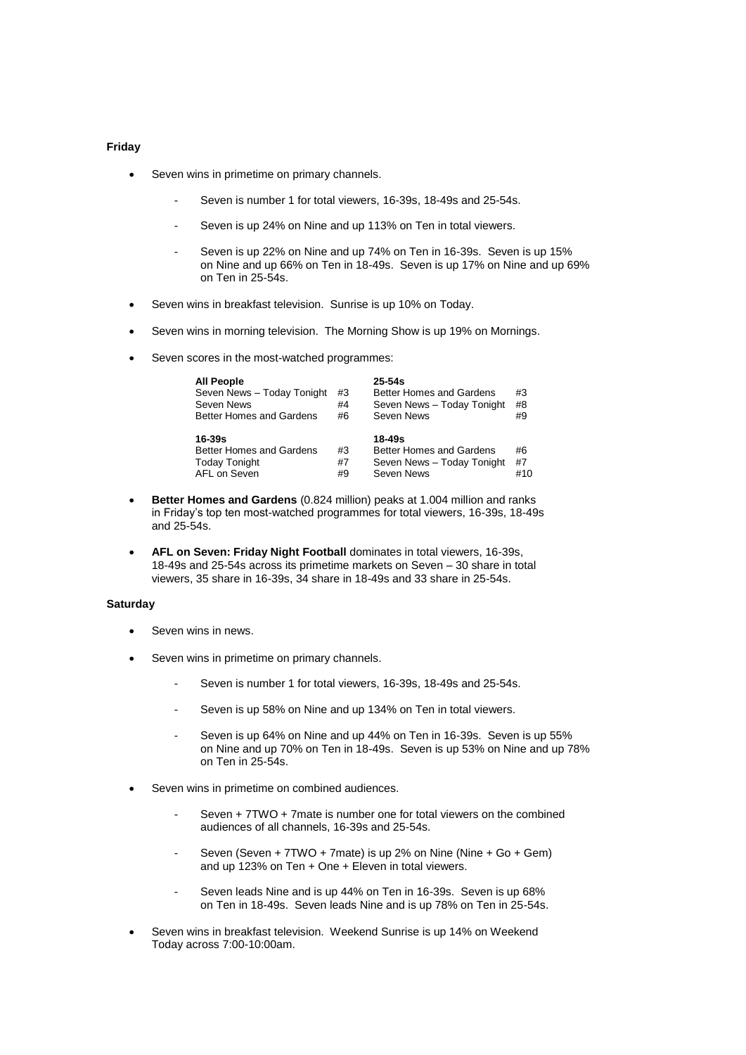**Friday**

- Seven wins in primetime on primary channels.
  - Seven is number 1 for total viewers, 16-39s, 18-49s and 25-54s.
  - Seven is up 24% on Nine and up 113% on Ten in total viewers.
  - Seven is up 22% on Nine and up 74% on Ten in 16-39s. Seven is up 15% on Nine and up 66% on Ten in 18-49s. Seven is up 17% on Nine and up 69% on Ten in 25-54s.
- Seven wins in breakfast television. Sunrise is up 10% on Today.
- Seven wins in morning television. The Morning Show is up 19% on Mornings.
- Seven scores in the most-watched programmes:

| | | | |
|---|---|---|---|
| **All People** | | **25-54s** | |
| Seven News – Today Tonight | #3 | Better Homes and Gardens | #3 |
| Seven News | #4 | Seven News – Today Tonight | #8 |
| Better Homes and Gardens | #6 | Seven News | #9 |
| **16-39s** | | **18-49s** | |
| Better Homes and Gardens | #3 | Better Homes and Gardens | #6 |
| Today Tonight | #7 | Seven News – Today Tonight | #7 |
| AFL on Seven | #9 | Seven News | #10 |

- **Better Homes and Gardens** (0.824 million) peaks at 1.004 million and ranks in Friday's top ten most-watched programmes for total viewers, 16-39s, 18-49s and 25-54s.
- **AFL on Seven: Friday Night Football** dominates in total viewers, 16-39s, 18-49s and 25-54s across its primetime markets on Seven – 30 share in total viewers, 35 share in 16-39s, 34 share in 18-49s and 33 share in 25-54s.

**Saturday**

- Seven wins in news.
- Seven wins in primetime on primary channels.
  - Seven is number 1 for total viewers, 16-39s, 18-49s and 25-54s.
  - Seven is up 58% on Nine and up 134% on Ten in total viewers.
  - Seven is up 64% on Nine and up 44% on Ten in 16-39s. Seven is up 55% on Nine and up 70% on Ten in 18-49s. Seven is up 53% on Nine and up 78% on Ten in 25-54s.
- Seven wins in primetime on combined audiences.
  - Seven + 7TWO + 7mate is number one for total viewers on the combined audiences of all channels, 16-39s and 25-54s.
  - Seven (Seven + 7TWO + 7mate) is up 2% on Nine (Nine + Go + Gem) and up 123% on Ten + One + Eleven in total viewers.
  - Seven leads Nine and is up 44% on Ten in 16-39s. Seven is up 68% on Ten in 18-49s. Seven leads Nine and is up 78% on Ten in 25-54s.
- Seven wins in breakfast television. Weekend Sunrise is up 14% on Weekend Today across 7:00-10:00am.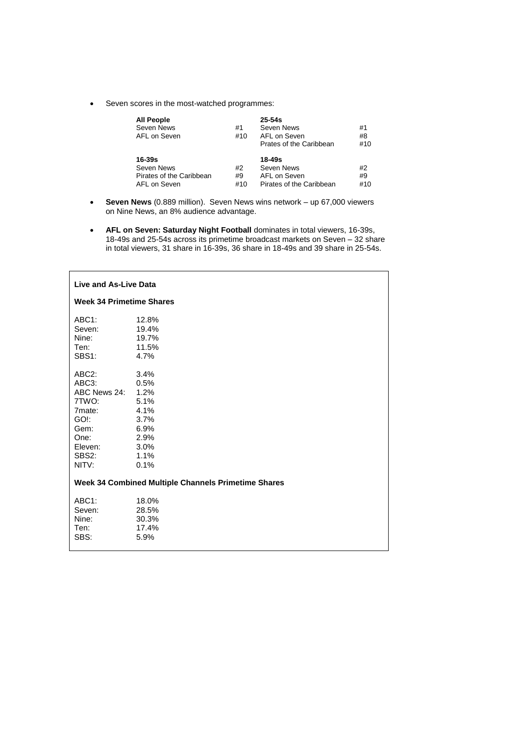- Seven scores in the most-watched programmes:

| | | | |
|---|---|---|---|
| **All People** | | **25-54s** | |
| Seven News | #1 | Seven News | #1 |
| AFL on Seven | #10 | AFL on Seven | #8 |
| | | Prates of the Caribbean | #10 |
| **16-39s** | | **18-49s** | |
| Seven News | #2 | Seven News | #2 |
| Pirates of the Caribbean | #9 | AFL on Seven | #9 |
| AFL on Seven | #10 | Pirates of the Caribbean | #10 |

- **Seven News** (0.889 million). Seven News wins network – up 67,000 viewers on Nine News, an 8% audience advantage.

- **AFL on Seven: Saturday Night Football** dominates in total viewers, 16-39s, 18-49s and 25-54s across its primetime broadcast markets on Seven – 32 share in total viewers, 31 share in 16-39s, 36 share in 18-49s and 39 share in 25-54s.

**Live and As-Live Data**

**Week 34 Primetime Shares**

| | |
|---|---|
| ABC1: | 12.8% |
| Seven: | 19.4% |
| Nine: | 19.7% |
| Ten: | 11.5% |
| SBS1: | 4.7% |
| ABC2: | 3.4% |
| ABC3: | 0.5% |
| ABC News 24: | 1.2% |
| 7TWO: | 5.1% |
| 7mate: | 4.1% |
| GO!: | 3.7% |
| Gem: | 6.9% |
| One: | 2.9% |
| Eleven: | 3.0% |
| SBS2: | 1.1% |
| NITV: | 0.1% |

**Week 34 Combined Multiple Channels Primetime Shares**

| | |
|---|---|
| ABC1: | 18.0% |
| Seven: | 28.5% |
| Nine: | 30.3% |
| Ten: | 17.4% |
| SBS: | 5.9% |